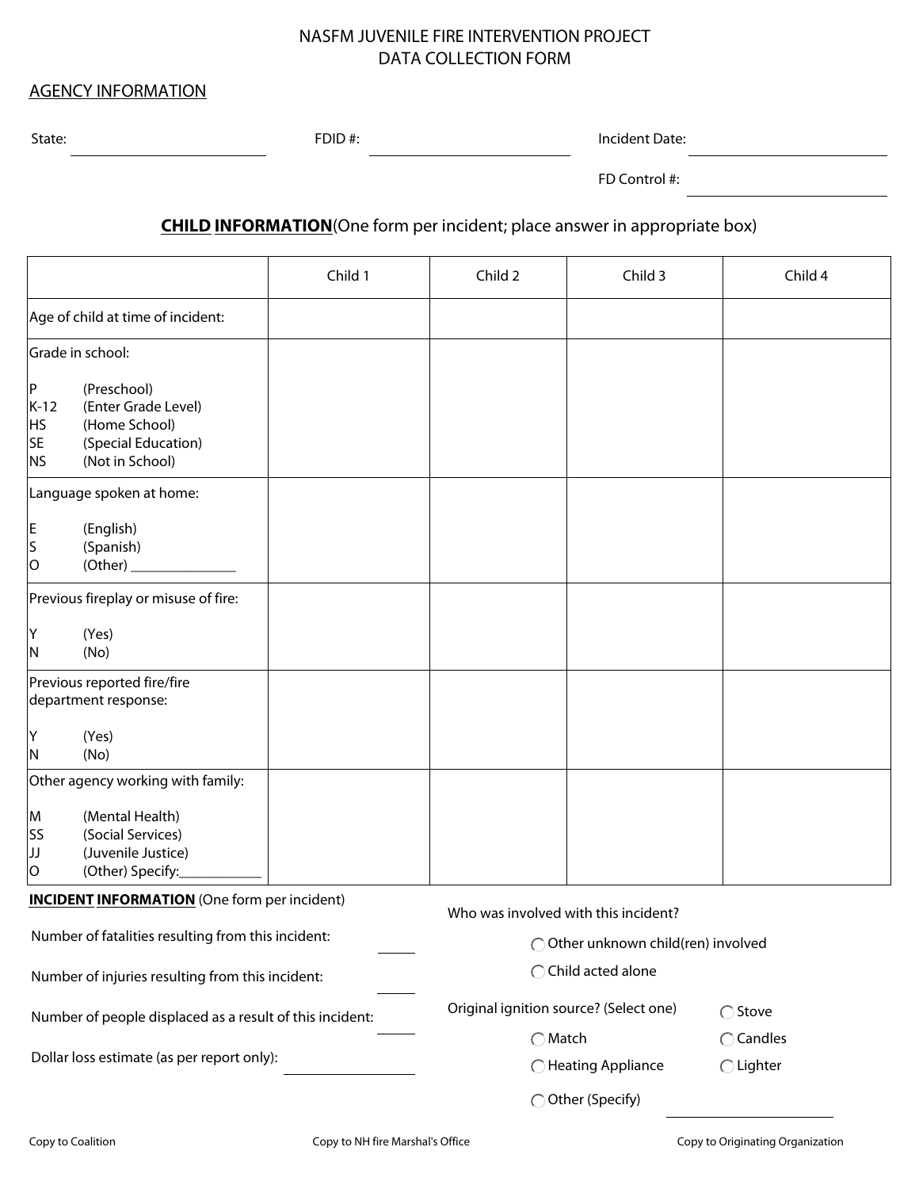# NASFM JUVENILE FIRE INTERVENTION PROJECT
# DATA COLLECTION FORM

## AGENCY INFORMATION

State: ______________________ FDID #: ______________________ Incident Date: ______________________

FD Control #: ______________________

## CHILD INFORMATION (One form per incident; place answer in appropriate box)

| | Child 1 | Child 2 | Child 3 | Child 4 |
|---|---|---|---|---|
| Age of child at time of incident: | | | | |
| Grade in school:<br><br>P (Preschool)<br>K-12 (Enter Grade Level)<br>HS (Home School)<br>SE (Special Education)<br>NS (Not in School) | | | | |
| Language spoken at home:<br><br>E (English)<br>S (Spanish)<br>O (Other) _______________ | | | | |
| Previous fireplay or misuse of fire:<br><br>Y (Yes)<br>N (No) | | | | |
| Previous reported fire/fire department response:<br><br>Y (Yes)<br>N (No) | | | | |
| Other agency working with family:<br><br>M (Mental Health)<br>SS (Social Services)<br>JJ (Juvenile Justice)<br>O (Other) Specify:___________ | | | | |

## INCIDENT INFORMATION (One form per incident)

Number of fatalities resulting from this incident: ______

Number of injuries resulting from this incident: ______

Number of people displaced as a result of this incident: ______

Dollar loss estimate (as per report only): ______________

Who was involved with this incident?

- ◯ Other unknown child(ren) involved
- ◯ Child acted alone

Original ignition source? (Select one)

- ◯ Match
- ◯ Heating Appliance
- ◯ Stove
- ◯ Candles
- ◯ Lighter
- ◯ Other (Specify) ______________________

Copy to Coalition | Copy to NH fire Marshal's Office | Copy to Originating Organization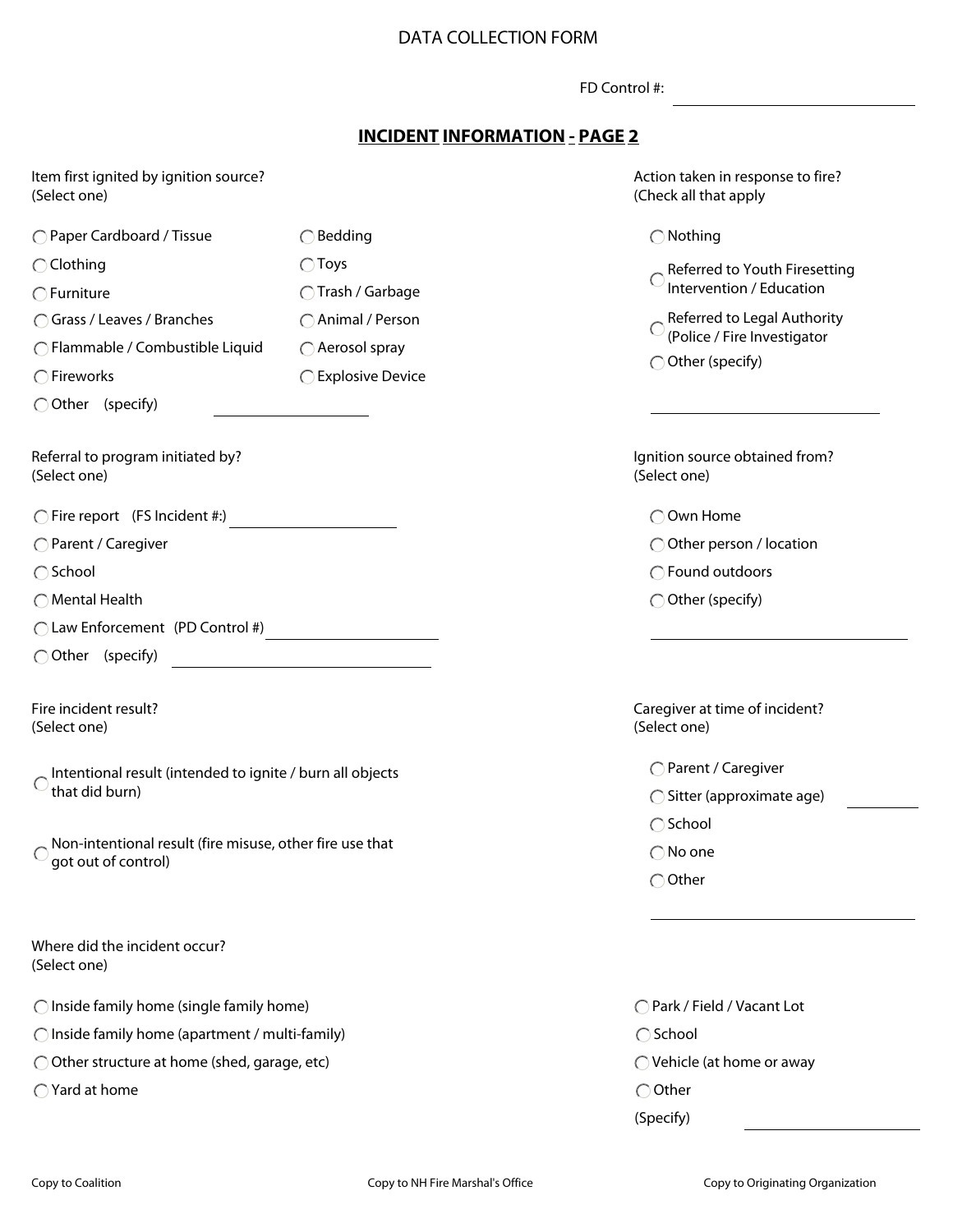# DATA COLLECTION FORM

FD Control #: ____________________

## INCIDENT INFORMATION - PAGE 2

**Item first ignited by ignition source?**
(Select one)

- ◯ Paper Cardboard / Tissue
- ◯ Clothing
- ◯ Furniture
- ◯ Grass / Leaves / Branches
- ◯ Flammable / Combustible Liquid
- ◯ Fireworks
- ◯ Other (specify) ____________________
- ◯ Bedding
- ◯ Toys
- ◯ Trash / Garbage
- ◯ Animal / Person
- ◯ Aerosol spray
- ◯ Explosive Device

**Action taken in response to fire?**
(Check all that apply

- ◯ Nothing
- ◯ Referred to Youth Firesetting Intervention / Education
- ◯ Referred to Legal Authority (Police / Fire Investigator
- ◯ Other (specify) ____________________

**Referral to program initiated by?**
(Select one)

- ◯ Fire report (FS Incident #:) ____________________
- ◯ Parent / Caregiver
- ◯ School
- ◯ Mental Health
- ◯ Law Enforcement (PD Control #) ____________________
- ◯ Other (specify) ____________________

**Ignition source obtained from?**
(Select one)

- ◯ Own Home
- ◯ Other person / location
- ◯ Found outdoors
- ◯ Other (specify) ____________________

**Fire incident result?**
(Select one)

- ◯ Intentional result (intended to ignite / burn all objects that did burn)
- ◯ Non-intentional result (fire misuse, other fire use that got out of control)

**Caregiver at time of incident?**
(Select one)

- ◯ Parent / Caregiver
- ◯ Sitter (approximate age) __________
- ◯ School
- ◯ No one
- ◯ Other ____________________

**Where did the incident occur?**
(Select one)

- ◯ Inside family home (single family home)
- ◯ Inside family home (apartment / multi-family)
- ◯ Other structure at home (shed, garage, etc)
- ◯ Yard at home
- ◯ Park / Field / Vacant Lot
- ◯ School
- ◯ Vehicle (at home or away
- ◯ Other

(Specify) ____________________

Copy to Coalition | Copy to NH Fire Marshal's Office | Copy to Originating Organization